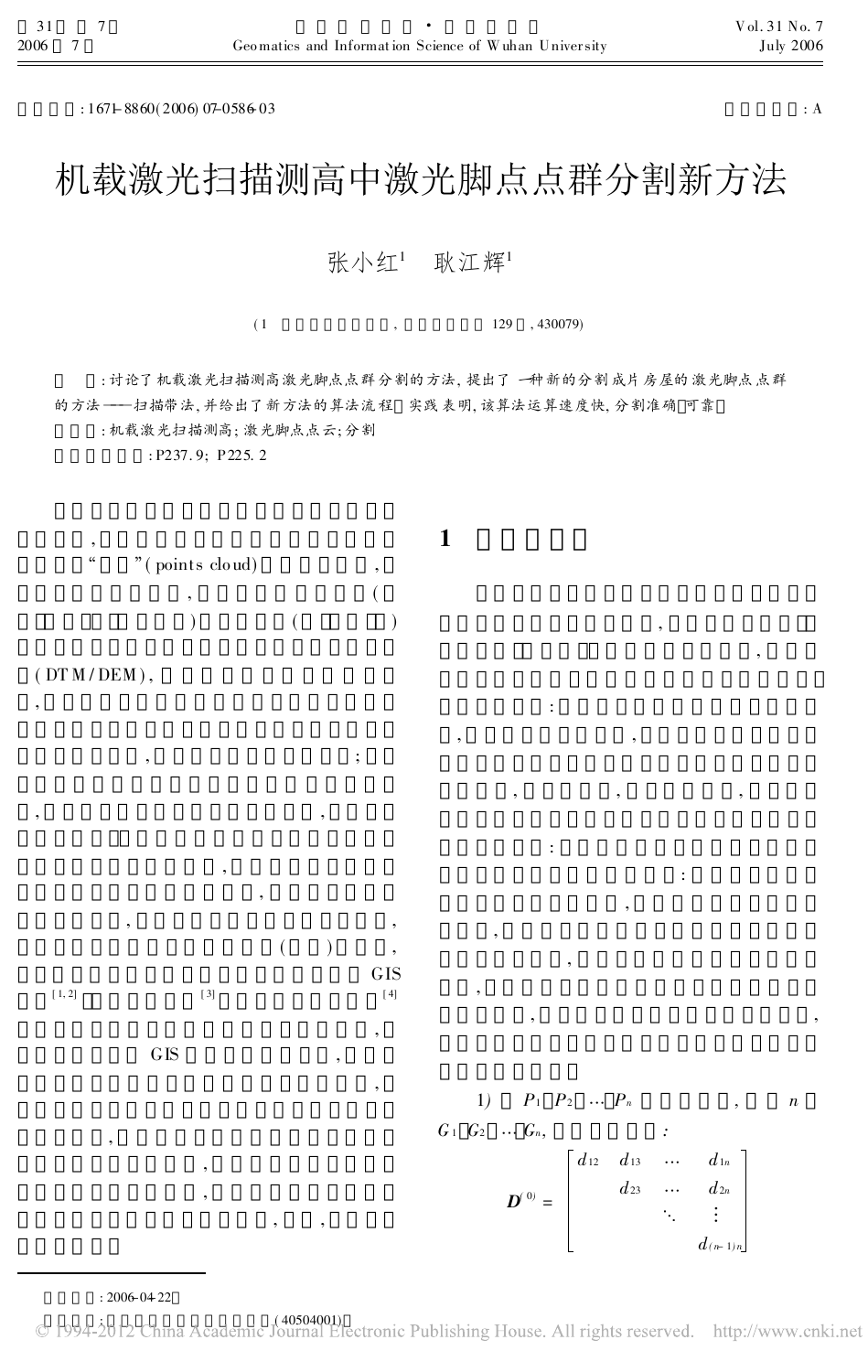:1671-8860(2006)07-0586-03

: A

# 机载激光扫描测高中激光脚点点群分割新方法

张小红[1] 耿江辉[1]

(1 , 129 , 430079)

: 讨论了机载激光扫描测高激光脚点点群分割的方法，提出了一种新的分割成片房屋的激光脚点点群的方法——扫描带法，并给出了新方法的算法流程。实践表明，该算法运算速度快，分割准确可靠。

: 机载激光扫描测高; 激光脚点点云; 分割

: P237.9; P225.2

“ ”(points cloud) (DTM/DEM) GIS [1,2] [3] [4] GIS

## 1

1) $P_1$ $P_2$ … $P_n$ , n $G_1$ $G_2$ … $G_n$,

$$
\boldsymbol{D}^{(0)} = \begin{bmatrix} d_{12} & d_{13} & \cdots & d_{1n} \\ & d_{23} & \cdots & d_{2n} \\ & & \ddots & \vdots \\ & & & d_{(n-1)n} \end{bmatrix}
$$

: 2006-04-22

(40504001)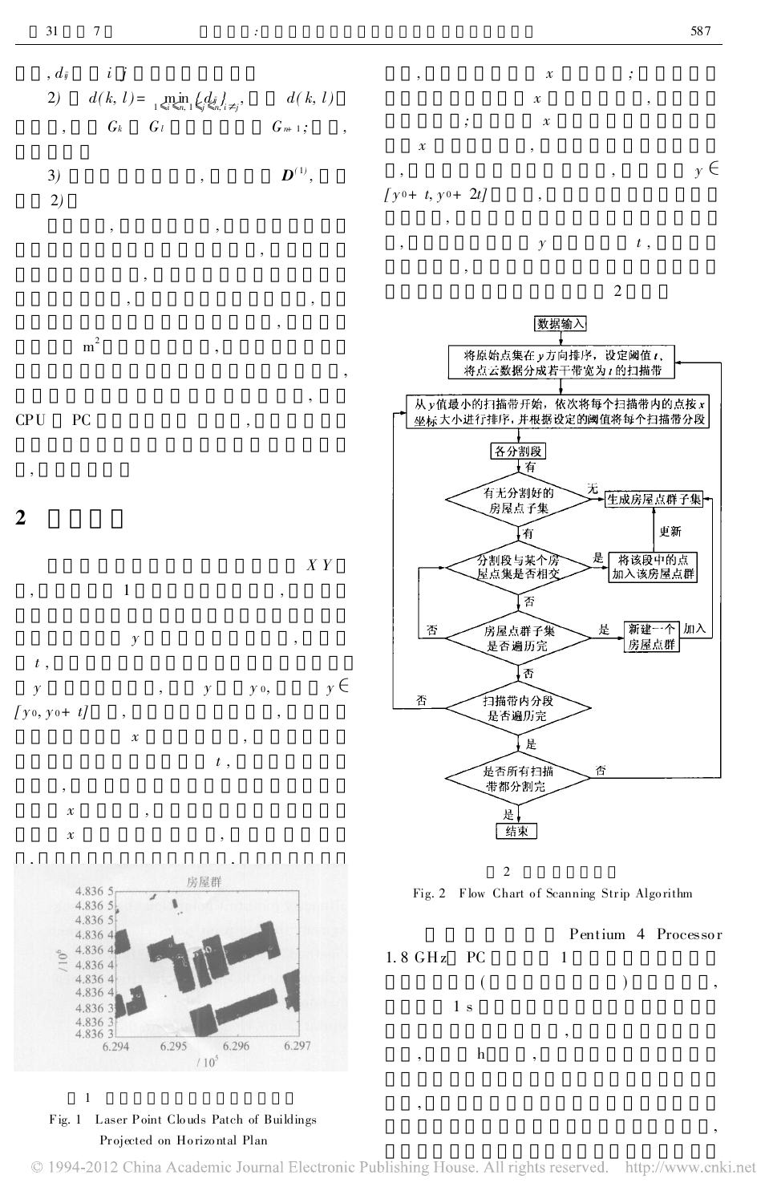, $d_{ij}$ $i$ $j$

2) $d(k, l)=\min\limits_{1\leqslant i\leqslant n, 1\leqslant j\leqslant n, i\neq j}\{d_{ij}\}$, $d(k, l)$ , $G_k$ $G_l$ $G_{n+1}$; ,

3) , $\boldsymbol{D}^{(1)}$, 2)

, , , , , , , , , $m^2$ , , , CPU PC , ,

## 2

$X$ $Y$ , 1 , $y$ , $t$, $y$ , $y$ $y_0$, $y\in[y_0, y_0+t]$ , , $x$ , $t$, , $x$ , $x$ , . .

图 1

Fig. 1 Laser Point Clouds Patch of Buildings Projected on Horizontal Plan

, $x$ ; $x$ , ; $x$ $x$ , , , , $y\in[y_0+t, y_0+2t]$ , , , $y$ $t$, , 2

图 2

Fig. 2 Flow Chart of Scanning Strip Algorithm

Pentium 4 Processor 1.8 GHz PC 1 ( ) , 1 s , , h , , ,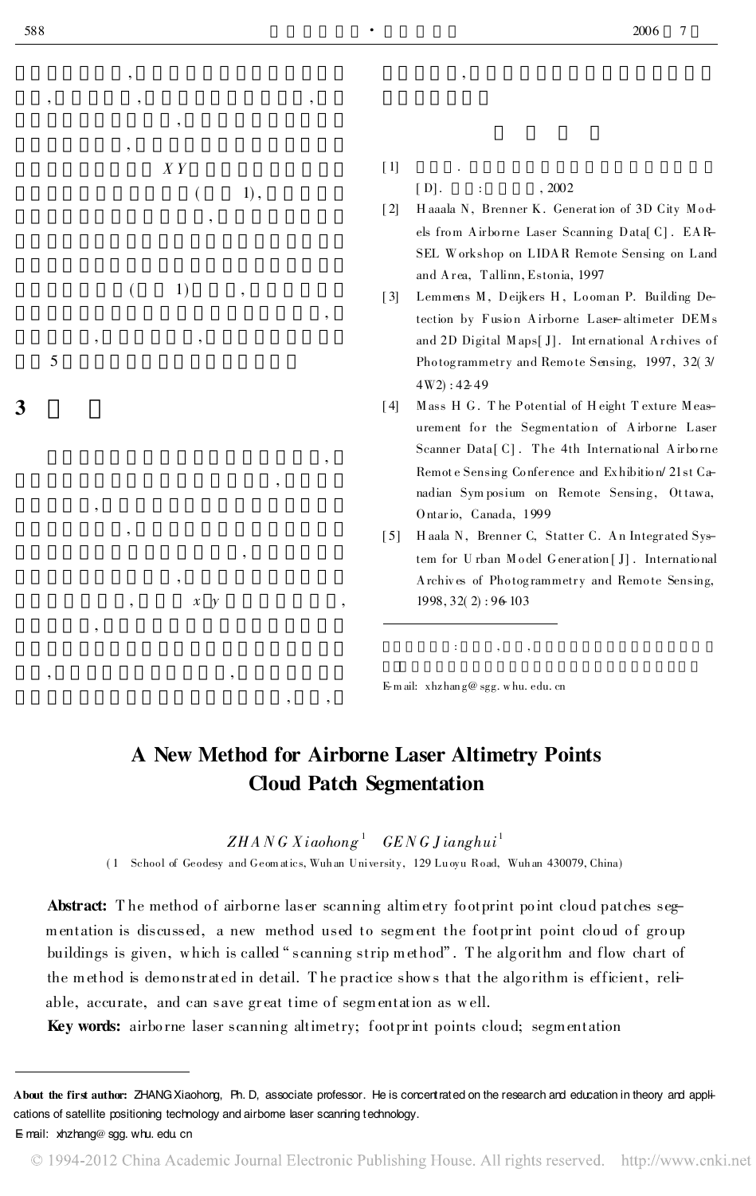## 3

[1] . [D]. : , 2002

[2] Haaala N, Brenner K. Generation of 3D City Models from Airborne Laser Scanning Data[C]. EARSEL Workshop on LIDAR Remote Sensing on Land and Area, Tallinn, Estonia, 1997

[3] Lemmens M, Deijkers H, Looman P. Building Detection by Fusion Airborne Laser-altimeter DEMs and 2D Digital Maps[J]. International Archives of Photogrammetry and Remote Sensing, 1997, 32(3/4W2): 42-49

[4] Mass H G. The Potential of Height Texture Measurement for the Segmentation of Airborne Laser Scanner Data[C]. The 4th International Airborne Remote Sensing Conference and Exhibition/21st Canadian Symposium on Remote Sensing, Ottawa, Ontario, Canada, 1999

[5] Haala N, Brenner C, Statter C. An Integrated System for Urban Model Generation[J]. International Archives of Photogrammetry and Remote Sensing, 1998, 32(2): 96-103

E-mail: xhzhang@sgg.whu.edu.cn

# A New Method for Airborne Laser Altimetry Points Cloud Patch Segmentation

*ZHANG Xiaohong*[1] *GENG Jianghui*[1]

(1 School of Geodesy and Geomatics, Wuhan University, 129 Luoyu Road, Wuhan 430079, China)

**Abstract:** The method of airborne laser scanning altimetry footprint point cloud patches segmentation is discussed, a new method used to segment the footprint point cloud of group buildings is given, which is called "scanning strip method". The algorithm and flow chart of the method is demonstrated in detail. The practice shows that the algorithm is efficient, reliable, accurate, and can save great time of segmentation as well.

**Key words:** airborne laser scanning altimetry; footprint points cloud; segmentation

**About the first author:** ZHANG Xiaohong, Ph.D, associate professor. He is concentrated on the research and education in theory and applications of satellite positioning technology and airborne laser scanning technology.

E-mail: xhzhang@sgg.whu.edu.cn